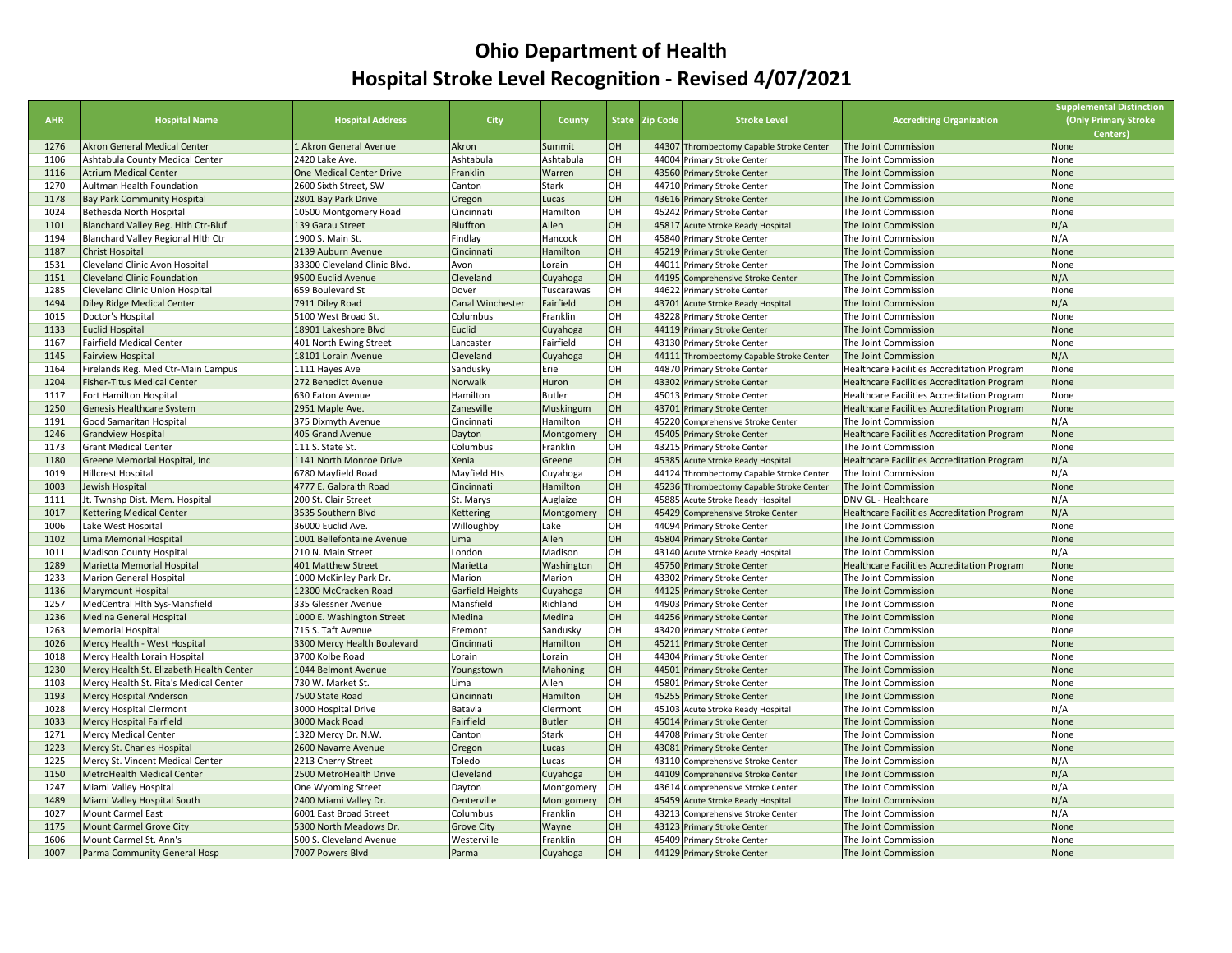# Ohio Department of Health

## Hospital Stroke Level Recognition - Revised 4/07/2021

| AHR | Hospital Name | Hospital Address | City | County | State | Zip Code | Stroke Level | Accrediting Organization | Supplemental Distinction (Only Primary Stroke Centers) |
|---|---|---|---|---|---|---|---|---|---|
| 1276 | Akron General Medical Center | 1 Akron General Avenue | Akron | Summit | OH | 44307 | Thrombectomy Capable Stroke Center | The Joint Commission | None |
| 1106 | Ashtabula County Medical Center | 2420 Lake Ave. | Ashtabula | Ashtabula | OH | 44004 | Primary Stroke Center | The Joint Commission | None |
| 1116 | Atrium Medical Center | One Medical Center Drive | Franklin | Warren | OH | 43560 | Primary Stroke Center | The Joint Commission | None |
| 1270 | Aultman Health Foundation | 2600 Sixth Street, SW | Canton | Stark | OH | 44710 | Primary Stroke Center | The Joint Commission | None |
| 1178 | Bay Park Community Hospital | 2801 Bay Park Drive | Oregon | Lucas | OH | 43616 | Primary Stroke Center | The Joint Commission | None |
| 1024 | Bethesda North Hospital | 10500 Montgomery Road | Cincinnati | Hamilton | OH | 45242 | Primary Stroke Center | The Joint Commission | None |
| 1101 | Blanchard Valley Reg. Hlth Ctr-Bluf | 139 Garau Street | Bluffton | Allen | OH | 45817 | Acute Stroke Ready Hospital | The Joint Commission | N/A |
| 1194 | Blanchard Valley Regional Hlth Ctr | 1900 S. Main St. | Findlay | Hancock | OH | 45840 | Primary Stroke Center | The Joint Commission | N/A |
| 1187 | Christ Hospital | 2139 Auburn Avenue | Cincinnati | Hamilton | OH | 45219 | Primary Stroke Center | The Joint Commission | None |
| 1531 | Cleveland Clinic Avon Hospital | 33300 Cleveland Clinic Blvd. | Avon | Lorain | OH | 44011 | Primary Stroke Center | The Joint Commission | None |
| 1151 | Cleveland Clinic Foundation | 9500 Euclid Avenue | Cleveland | Cuyahoga | OH | 44195 | Comprehensive Stroke Center | The Joint Commission | N/A |
| 1285 | Cleveland Clinic Union Hospital | 659 Boulevard St | Dover | Tuscarawas | OH | 44622 | Primary Stroke Center | The Joint Commission | None |
| 1494 | Diley Ridge Medical Center | 7911 Diley Road | Canal Winchester | Fairfield | OH | 43701 | Acute Stroke Ready Hospital | The Joint Commission | N/A |
| 1015 | Doctor's Hospital | 5100 West Broad St. | Columbus | Franklin | OH | 43228 | Primary Stroke Center | The Joint Commission | None |
| 1133 | Euclid Hospital | 18901 Lakeshore Blvd | Euclid | Cuyahoga | OH | 44119 | Primary Stroke Center | The Joint Commission | None |
| 1167 | Fairfield Medical Center | 401 North Ewing Street | Lancaster | Fairfield | OH | 43130 | Primary Stroke Center | The Joint Commission | None |
| 1145 | Fairview Hospital | 18101 Lorain Avenue | Cleveland | Cuyahoga | OH | 44111 | Thrombectomy Capable Stroke Center | The Joint Commission | N/A |
| 1164 | Firelands Reg. Med Ctr-Main Campus | 1111 Hayes Ave | Sandusky | Erie | OH | 44870 | Primary Stroke Center | Healthcare Facilities Accreditation Program | None |
| 1204 | Fisher-Titus Medical Center | 272 Benedict Avenue | Norwalk | Huron | OH | 43302 | Primary Stroke Center | Healthcare Facilities Accreditation Program | None |
| 1117 | Fort Hamilton Hospital | 630 Eaton Avenue | Hamilton | Butler | OH | 45013 | Primary Stroke Center | Healthcare Facilities Accreditation Program | None |
| 1250 | Genesis Healthcare System | 2951 Maple Ave. | Zanesville | Muskingum | OH | 43701 | Primary Stroke Center | Healthcare Facilities Accreditation Program | None |
| 1191 | Good Samaritan Hospital | 375 Dixmyth Avenue | Cincinnati | Hamilton | OH | 45220 | Comprehensive Stroke Center | The Joint Commission | N/A |
| 1246 | Grandview Hospital | 405 Grand Avenue | Dayton | Montgomery | OH | 45405 | Primary Stroke Center | Healthcare Facilities Accreditation Program | None |
| 1173 | Grant Medical Center | 111 S. State St. | Columbus | Franklin | OH | 43215 | Primary Stroke Center | The Joint Commission | None |
| 1180 | Greene Memorial Hospital, Inc | 1141 North Monroe Drive | Xenia | Greene | OH | 45385 | Acute Stroke Ready Hospital | Healthcare Facilities Accreditation Program | N/A |
| 1019 | Hillcrest Hospital | 6780 Mayfield Road | Mayfield Hts | Cuyahoga | OH | 44124 | Thrombectomy Capable Stroke Center | The Joint Commission | N/A |
| 1003 | Jewish Hospital | 4777 E. Galbraith Road | Cincinnati | Hamilton | OH | 45236 | Thrombectomy Capable Stroke Center | The Joint Commission | None |
| 1111 | Jt. Twnshp Dist. Mem. Hospital | 200 St. Clair Street | St. Marys | Auglaize | OH | 45885 | Acute Stroke Ready Hospital | DNV GL - Healthcare | N/A |
| 1017 | Kettering Medical Center | 3535 Southern Blvd | Kettering | Montgomery | OH | 45429 | Comprehensive Stroke Center | Healthcare Facilities Accreditation Program | N/A |
| 1006 | Lake West Hospital | 36000 Euclid Ave. | Willoughby | Lake | OH | 44094 | Primary Stroke Center | The Joint Commission | None |
| 1102 | Lima Memorial Hospital | 1001 Bellefontaine Avenue | Lima | Allen | OH | 45804 | Primary Stroke Center | The Joint Commission | None |
| 1011 | Madison County Hospital | 210 N. Main Street | London | Madison | OH | 43140 | Acute Stroke Ready Hospital | The Joint Commission | N/A |
| 1289 | Marietta Memorial Hospital | 401 Matthew Street | Marietta | Washington | OH | 45750 | Primary Stroke Center | Healthcare Facilities Accreditation Program | None |
| 1233 | Marion General Hospital | 1000 McKinley Park Dr. | Marion | Marion | OH | 43302 | Primary Stroke Center | The Joint Commission | None |
| 1136 | Marymount Hospital | 12300 McCracken Road | Garfield Heights | Cuyahoga | OH | 44125 | Primary Stroke Center | The Joint Commission | None |
| 1257 | MedCentral Hlth Sys-Mansfield | 335 Glessner Avenue | Mansfield | Richland | OH | 44903 | Primary Stroke Center | The Joint Commission | None |
| 1236 | Medina General Hospital | 1000 E. Washington Street | Medina | Medina | OH | 44256 | Primary Stroke Center | The Joint Commission | None |
| 1263 | Memorial Hospital | 715 S. Taft Avenue | Fremont | Sandusky | OH | 43420 | Primary Stroke Center | The Joint Commission | None |
| 1026 | Mercy Health - West Hospital | 3300 Mercy Health Boulevard | Cincinnati | Hamilton | OH | 45211 | Primary Stroke Center | The Joint Commission | None |
| 1018 | Mercy Health Lorain Hospital | 3700 Kolbe Road | Lorain | Lorain | OH | 44304 | Primary Stroke Center | The Joint Commission | None |
| 1230 | Mercy Health St. Elizabeth Health Center | 1044 Belmont Avenue | Youngstown | Mahoning | OH | 44501 | Primary Stroke Center | The Joint Commission | None |
| 1103 | Mercy Health St. Rita's Medical Center | 730 W. Market St. | Lima | Allen | OH | 45801 | Primary Stroke Center | The Joint Commission | None |
| 1193 | Mercy Hospital Anderson | 7500 State Road | Cincinnati | Hamilton | OH | 45255 | Primary Stroke Center | The Joint Commission | None |
| 1028 | Mercy Hospital Clermont | 3000 Hospital Drive | Batavia | Clermont | OH | 45103 | Acute Stroke Ready Hospital | The Joint Commission | N/A |
| 1033 | Mercy Hospital Fairfield | 3000 Mack Road | Fairfield | Butler | OH | 45014 | Primary Stroke Center | The Joint Commission | None |
| 1271 | Mercy Medical Center | 1320 Mercy Dr. N.W. | Canton | Stark | OH | 44708 | Primary Stroke Center | The Joint Commission | None |
| 1223 | Mercy St. Charles Hospital | 2600 Navarre Avenue | Oregon | Lucas | OH | 43081 | Primary Stroke Center | The Joint Commission | None |
| 1225 | Mercy St. Vincent Medical Center | 2213 Cherry Street | Toledo | Lucas | OH | 43110 | Comprehensive Stroke Center | The Joint Commission | N/A |
| 1150 | MetroHealth Medical Center | 2500 MetroHealth Drive | Cleveland | Cuyahoga | OH | 44109 | Comprehensive Stroke Center | The Joint Commission | N/A |
| 1247 | Miami Valley Hospital | One Wyoming Street | Dayton | Montgomery | OH | 43614 | Comprehensive Stroke Center | The Joint Commission | N/A |
| 1489 | Miami Valley Hospital South | 2400 Miami Valley Dr. | Centerville | Montgomery | OH | 45459 | Acute Stroke Ready Hospital | The Joint Commission | N/A |
| 1027 | Mount Carmel East | 6001 East Broad Street | Columbus | Franklin | OH | 43213 | Comprehensive Stroke Center | The Joint Commission | N/A |
| 1175 | Mount Carmel Grove City | 5300 North Meadows Dr. | Grove City | Wayne | OH | 43123 | Primary Stroke Center | The Joint Commission | None |
| 1606 | Mount Carmel St. Ann's | 500 S. Cleveland Avenue | Westerville | Franklin | OH | 45409 | Primary Stroke Center | The Joint Commission | None |
| 1007 | Parma Community General Hosp | 7007 Powers Blvd | Parma | Cuyahoga | OH | 44129 | Primary Stroke Center | The Joint Commission | None |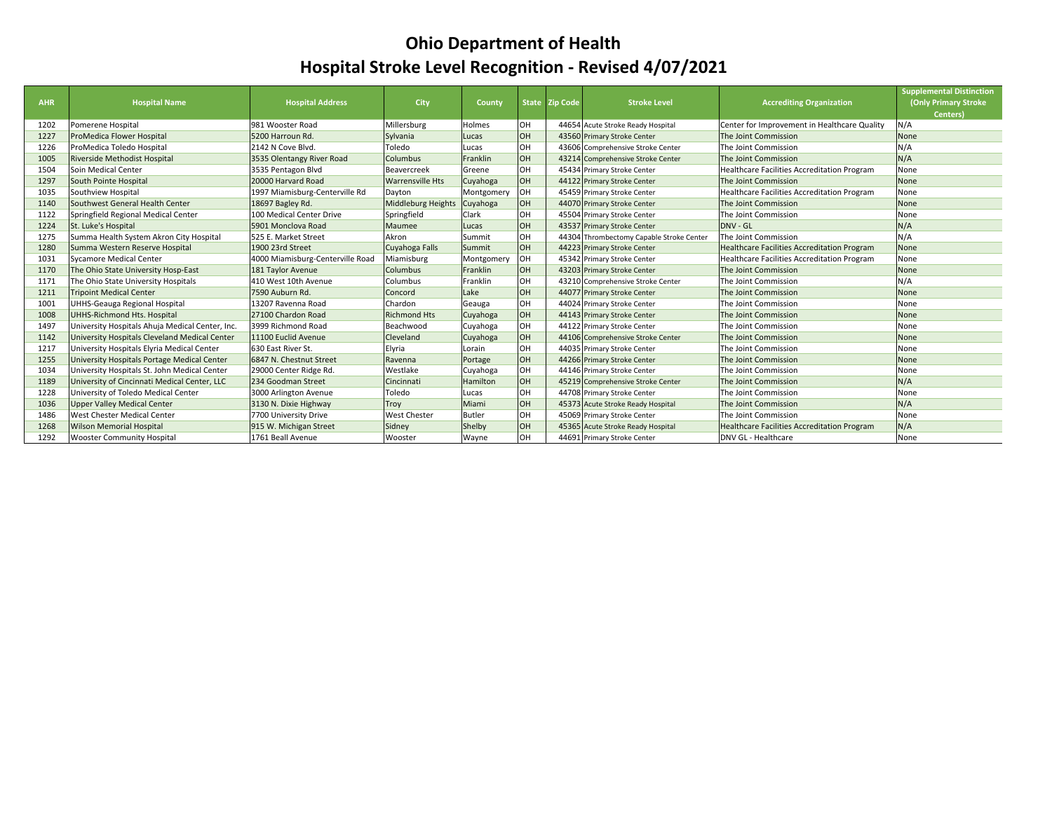# Ohio Department of Health

## Hospital Stroke Level Recognition - Revised 4/07/2021

| AHR | Hospital Name | Hospital Address | City | County | State | Zip Code | Stroke Level | Accrediting Organization | Supplemental Distinction (Only Primary Stroke Centers) |
|---|---|---|---|---|---|---|---|---|---|
| 1202 | Pomerene Hospital | 981 Wooster Road | Millersburg | Holmes | OH | 44654 | Acute Stroke Ready Hospital | Center for Improvement in Healthcare Quality | N/A |
| 1227 | ProMedica Flower Hospital | 5200 Harroun Rd. | Sylvania | Lucas | OH | 43560 | Primary Stroke Center | The Joint Commission | None |
| 1226 | ProMedica Toledo Hospital | 2142 N Cove Blvd. | Toledo | Lucas | OH | 43606 | Comprehensive Stroke Center | The Joint Commission | N/A |
| 1005 | Riverside Methodist Hospital | 3535 Olentangy River Road | Columbus | Franklin | OH | 43214 | Comprehensive Stroke Center | The Joint Commission | N/A |
| 1504 | Soin Medical Center | 3535 Pentagon Blvd | Beavercreek | Greene | OH | 45434 | Primary Stroke Center | Healthcare Facilities Accreditation Program | None |
| 1297 | South Pointe Hospital | 20000 Harvard Road | Warrensville Hts | Cuyahoga | OH | 44122 | Primary Stroke Center | The Joint Commission | None |
| 1035 | Southview Hospital | 1997 Miamisburg-Centerville Rd | Dayton | Montgomery | OH | 45459 | Primary Stroke Center | Healthcare Facilities Accreditation Program | None |
| 1140 | Southwest General Health Center | 18697 Bagley Rd. | Middleburg Heights | Cuyahoga | OH | 44070 | Primary Stroke Center | The Joint Commission | None |
| 1122 | Springfield Regional Medical Center | 100 Medical Center Drive | Springfield | Clark | OH | 45504 | Primary Stroke Center | The Joint Commission | None |
| 1224 | St. Luke's Hospital | 5901 Monclova Road | Maumee | Lucas | OH | 43537 | Primary Stroke Center | DNV - GL | N/A |
| 1275 | Summa Health System Akron City Hospital | 525 E. Market Street | Akron | Summit | OH | 44304 | Thrombectomy Capable Stroke Center | The Joint Commission | N/A |
| 1280 | Summa Western Reserve Hospital | 1900 23rd Street | Cuyahoga Falls | Summit | OH | 44223 | Primary Stroke Center | Healthcare Facilities Accreditation Program | None |
| 1031 | Sycamore Medical Center | 4000 Miamisburg-Centerville Road | Miamisburg | Montgomery | OH | 45342 | Primary Stroke Center | Healthcare Facilities Accreditation Program | None |
| 1170 | The Ohio State University Hosp-East | 181 Taylor Avenue | Columbus | Franklin | OH | 43203 | Primary Stroke Center | The Joint Commission | None |
| 1171 | The Ohio State University Hospitals | 410 West 10th Avenue | Columbus | Franklin | OH | 43210 | Comprehensive Stroke Center | The Joint Commission | N/A |
| 1211 | Tripoint Medical Center | 7590 Auburn Rd. | Concord | Lake | OH | 44077 | Primary Stroke Center | The Joint Commission | None |
| 1001 | UHHS-Geauga Regional Hospital | 13207 Ravenna Road | Chardon | Geauga | OH | 44024 | Primary Stroke Center | The Joint Commission | None |
| 1008 | UHHS-Richmond Hts. Hospital | 27100 Chardon Road | Richmond Hts | Cuyahoga | OH | 44143 | Primary Stroke Center | The Joint Commission | None |
| 1497 | University Hospitals Ahuja Medical Center, Inc. | 3999 Richmond Road | Beachwood | Cuyahoga | OH | 44122 | Primary Stroke Center | The Joint Commission | None |
| 1142 | University Hospitals Cleveland Medical Center | 11100 Euclid Avenue | Cleveland | Cuyahoga | OH | 44106 | Comprehensive Stroke Center | The Joint Commission | None |
| 1217 | University Hospitals Elyria Medical Center | 630 East River St. | Elyria | Lorain | OH | 44035 | Primary Stroke Center | The Joint Commission | None |
| 1255 | University Hospitals Portage Medical Center | 6847 N. Chestnut Street | Ravenna | Portage | OH | 44266 | Primary Stroke Center | The Joint Commission | None |
| 1034 | University Hospitals St. John Medical Center | 29000 Center Ridge Rd. | Westlake | Cuyahoga | OH | 44146 | Primary Stroke Center | The Joint Commission | None |
| 1189 | University of Cincinnati Medical Center, LLC | 234 Goodman Street | Cincinnati | Hamilton | OH | 45219 | Comprehensive Stroke Center | The Joint Commission | N/A |
| 1228 | University of Toledo Medical Center | 3000 Arlington Avenue | Toledo | Lucas | OH | 44708 | Primary Stroke Center | The Joint Commission | None |
| 1036 | Upper Valley Medical Center | 3130 N. Dixie Highway | Troy | Miami | OH | 45373 | Acute Stroke Ready Hospital | The Joint Commission | N/A |
| 1486 | West Chester Medical Center | 7700 University Drive | West Chester | Butler | OH | 45069 | Primary Stroke Center | The Joint Commission | None |
| 1268 | Wilson Memorial Hospital | 915 W. Michigan Street | Sidney | Shelby | OH | 45365 | Acute Stroke Ready Hospital | Healthcare Facilities Accreditation Program | N/A |
| 1292 | Wooster Community Hospital | 1761 Beall Avenue | Wooster | Wayne | OH | 44691 | Primary Stroke Center | DNV GL - Healthcare | None |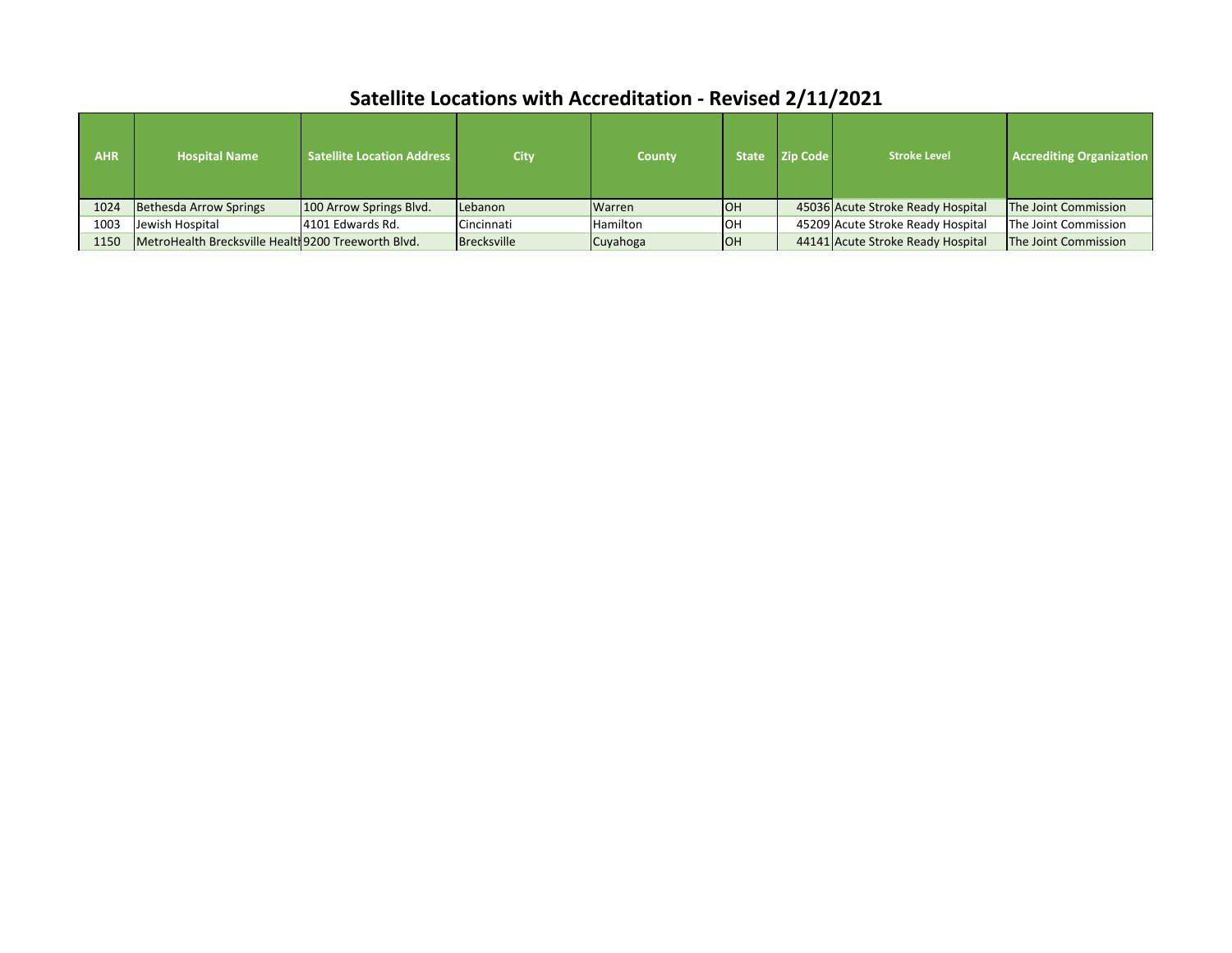# Satellite Locations with Accreditation - Revised 2/11/2021

| AHR | Hospital Name | Satellite Location Address | City | County | State | Zip Code | Stroke Level | Accrediting Organization |
|---|---|---|---|---|---|---|---|---|
| 1024 | Bethesda Arrow Springs | 100 Arrow Springs Blvd. | Lebanon | Warren | OH | 45036 | Acute Stroke Ready Hospital | The Joint Commission |
| 1003 | Jewish Hospital | 4101 Edwards Rd. | Cincinnati | Hamilton | OH | 45209 | Acute Stroke Ready Hospital | The Joint Commission |
| 1150 | MetroHealth Brecksville Healtl | 9200 Treeworth Blvd. | Brecksville | Cuyahoga | OH | 44141 | Acute Stroke Ready Hospital | The Joint Commission |